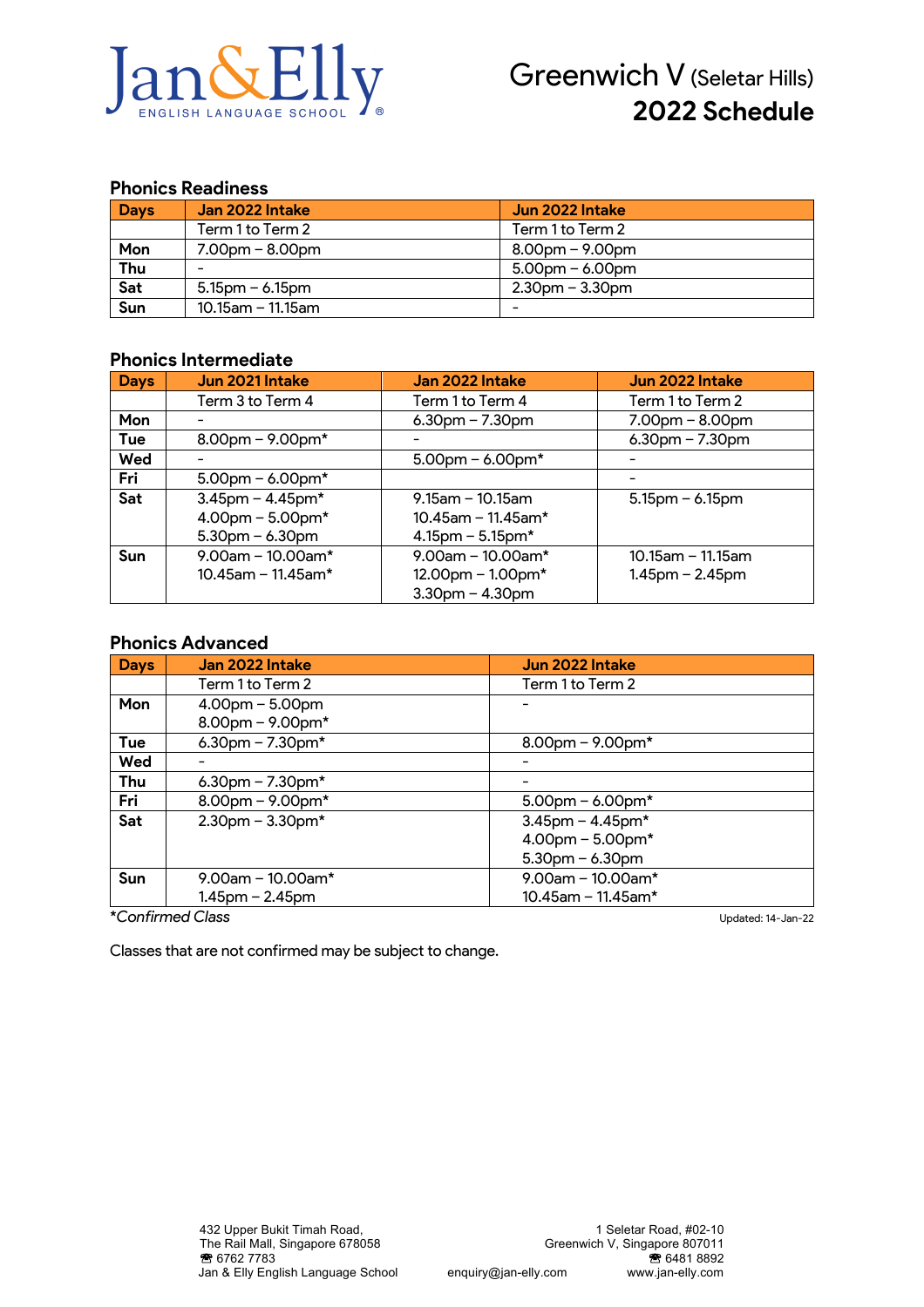Jan&Elly English Language School

# Greenwich V (Seletar Hills)
# 2022 Schedule

## Phonics Readiness

| Days | Jan 2022 Intake | Jun 2022 Intake |
|---|---|---|
| | Term 1 to Term 2 | Term 1 to Term 2 |
| Mon | 7.00pm – 8.00pm | 8.00pm – 9.00pm |
| Thu | - | 5.00pm – 6.00pm |
| Sat | 5.15pm – 6.15pm | 2.30pm – 3.30pm |
| Sun | 10.15am – 11.15am | - |

## Phonics Intermediate

| Days | Jun 2021 Intake | Jan 2022 Intake | Jun 2022 Intake |
|---|---|---|---|
| | Term 3 to Term 4 | Term 1 to Term 4 | Term 1 to Term 2 |
| Mon | - | 6.30pm – 7.30pm | 7.00pm – 8.00pm |
| Tue | 8.00pm – 9.00pm* | - | 6.30pm – 7.30pm |
| Wed | - | 5.00pm – 6.00pm* | - |
| Fri | 5.00pm – 6.00pm* | | - |
| Sat | 3.45pm – 4.45pm*<br>4.00pm – 5.00pm*<br>5.30pm – 6.30pm | 9.15am – 10.15am<br>10.45am – 11.45am*<br>4.15pm – 5.15pm* | 5.15pm – 6.15pm |
| Sun | 9.00am – 10.00am*<br>10.45am – 11.45am* | 9.00am – 10.00am*<br>12.00pm – 1.00pm*<br>3.30pm – 4.30pm | 10.15am – 11.15am<br>1.45pm – 2.45pm |

## Phonics Advanced

| Days | Jan 2022 Intake | Jun 2022 Intake |
|---|---|---|
| | Term 1 to Term 2 | Term 1 to Term 2 |
| Mon | 4.00pm – 5.00pm<br>8.00pm – 9.00pm* | - |
| Tue | 6.30pm – 7.30pm* | 8.00pm – 9.00pm* |
| Wed | - | - |
| Thu | 6.30pm – 7.30pm* | - |
| Fri | 8.00pm – 9.00pm* | 5.00pm – 6.00pm* |
| Sat | 2.30pm – 3.30pm* | 3.45pm – 4.45pm*<br>4.00pm – 5.00pm*<br>5.30pm – 6.30pm |
| Sun | 9.00am – 10.00am*<br>1.45pm – 2.45pm | 9.00am – 10.00am*<br>10.45am – 11.45am* |

**Confirmed Class*

Updated: 14-Jan-22

Classes that are not confirmed may be subject to change.

432 Upper Bukit Timah Road,
The Rail Mall, Singapore 678058
☎ 6762 7783
Jan & Elly English Language School

enquiry@jan-elly.com

1 Seletar Road, #02-10
Greenwich V, Singapore 807011
☎ 6481 8892
www.jan-elly.com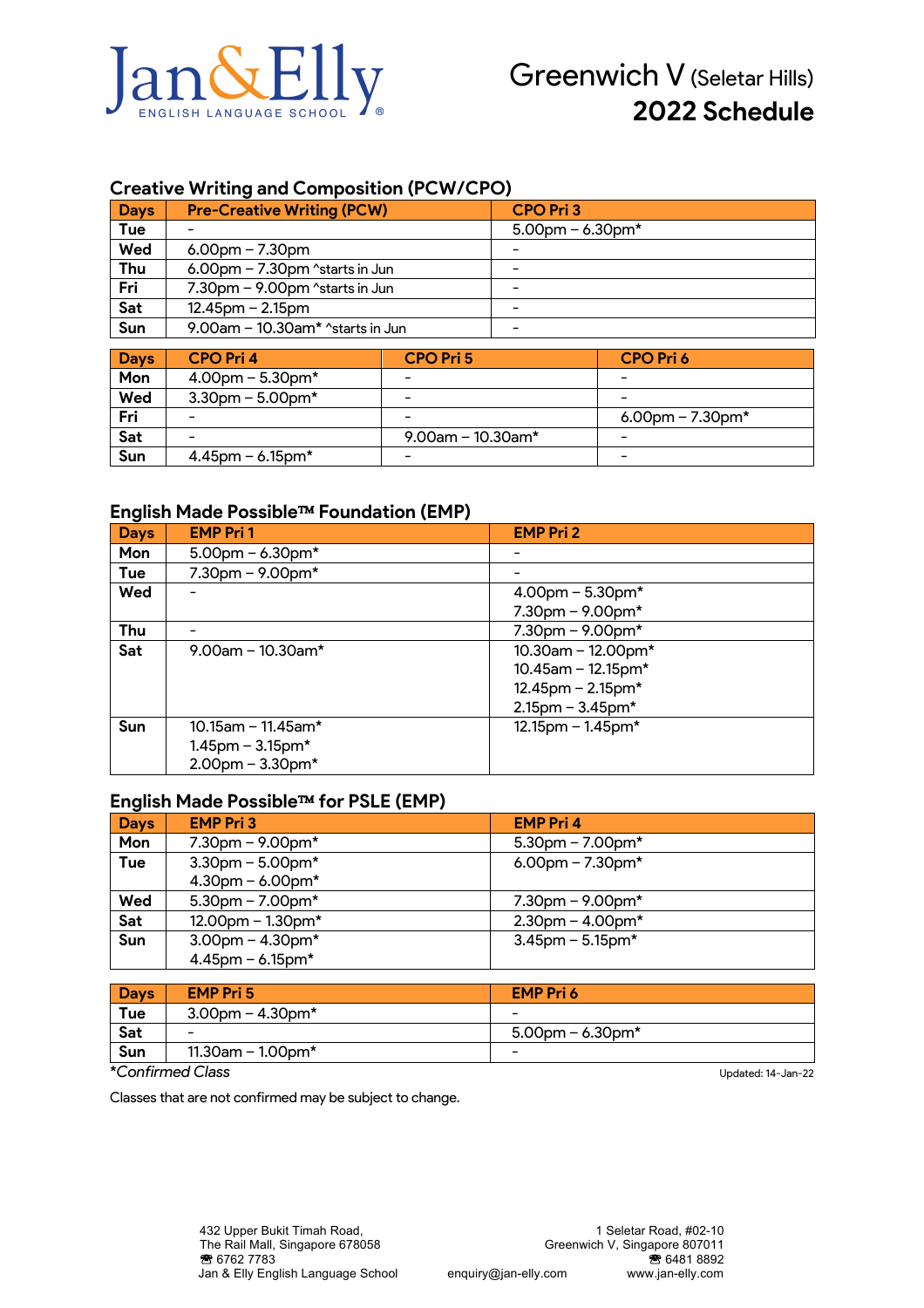# Jan&Elly ENGLISH LANGUAGE SCHOOL

## Greenwich V (Seletar Hills)
## 2022 Schedule

### Creative Writing and Composition (PCW/CPO)

| Days | Pre-Creative Writing (PCW) | CPO Pri 3 |
|---|---|---|
| Tue | - | 5.00pm – 6.30pm* |
| Wed | 6.00pm – 7.30pm | - |
| Thu | 6.00pm – 7.30pm ^starts in Jun | - |
| Fri | 7.30pm – 9.00pm ^starts in Jun | - |
| Sat | 12.45pm – 2.15pm | - |
| Sun | 9.00am – 10.30am* ^starts in Jun | - |

| Days | CPO Pri 4 | CPO Pri 5 | CPO Pri 6 |
|---|---|---|---|
| Mon | 4.00pm – 5.30pm* | - | - |
| Wed | 3.30pm – 5.00pm* | - | - |
| Fri | - | - | 6.00pm – 7.30pm* |
| Sat | - | 9.00am – 10.30am* | - |
| Sun | 4.45pm – 6.15pm* | - | - |

### English Made Possible™ Foundation (EMP)

| Days | EMP Pri 1 | EMP Pri 2 |
|---|---|---|
| Mon | 5.00pm – 6.30pm* | - |
| Tue | 7.30pm – 9.00pm* | - |
| Wed | - | 4.00pm – 5.30pm*<br>7.30pm – 9.00pm* |
| Thu | - | 7.30pm – 9.00pm* |
| Sat | 9.00am – 10.30am* | 10.30am – 12.00pm*<br>10.45am – 12.15pm*<br>12.45pm – 2.15pm*<br>2.15pm – 3.45pm* |
| Sun | 10.15am – 11.45am*<br>1.45pm – 3.15pm*<br>2.00pm – 3.30pm* | 12.15pm – 1.45pm* |

### English Made Possible™ for PSLE (EMP)

| Days | EMP Pri 3 | EMP Pri 4 |
|---|---|---|
| Mon | 7.30pm – 9.00pm* | 5.30pm – 7.00pm* |
| Tue | 3.30pm – 5.00pm*<br>4.30pm – 6.00pm* | 6.00pm – 7.30pm* |
| Wed | 5.30pm – 7.00pm* | 7.30pm – 9.00pm* |
| Sat | 12.00pm – 1.30pm* | 2.30pm – 4.00pm* |
| Sun | 3.00pm – 4.30pm*<br>4.45pm – 6.15pm* | 3.45pm – 5.15pm* |

| Days | EMP Pri 5 | EMP Pri 6 |
|---|---|---|
| Tue | 3.00pm – 4.30pm* | - |
| Sat | - | 5.00pm – 6.30pm* |
| Sun | 11.30am – 1.00pm* | - |

*\*Confirmed Class*

Updated: 14-Jan-22

Classes that are not confirmed may be subject to change.

432 Upper Bukit Timah Road,
The Rail Mall, Singapore 678058
☎ 6762 7783
Jan & Elly English Language School

enquiry@jan-elly.com

1 Seletar Road, #02-10
Greenwich V, Singapore 807011
☎ 6481 8892
www.jan-elly.com